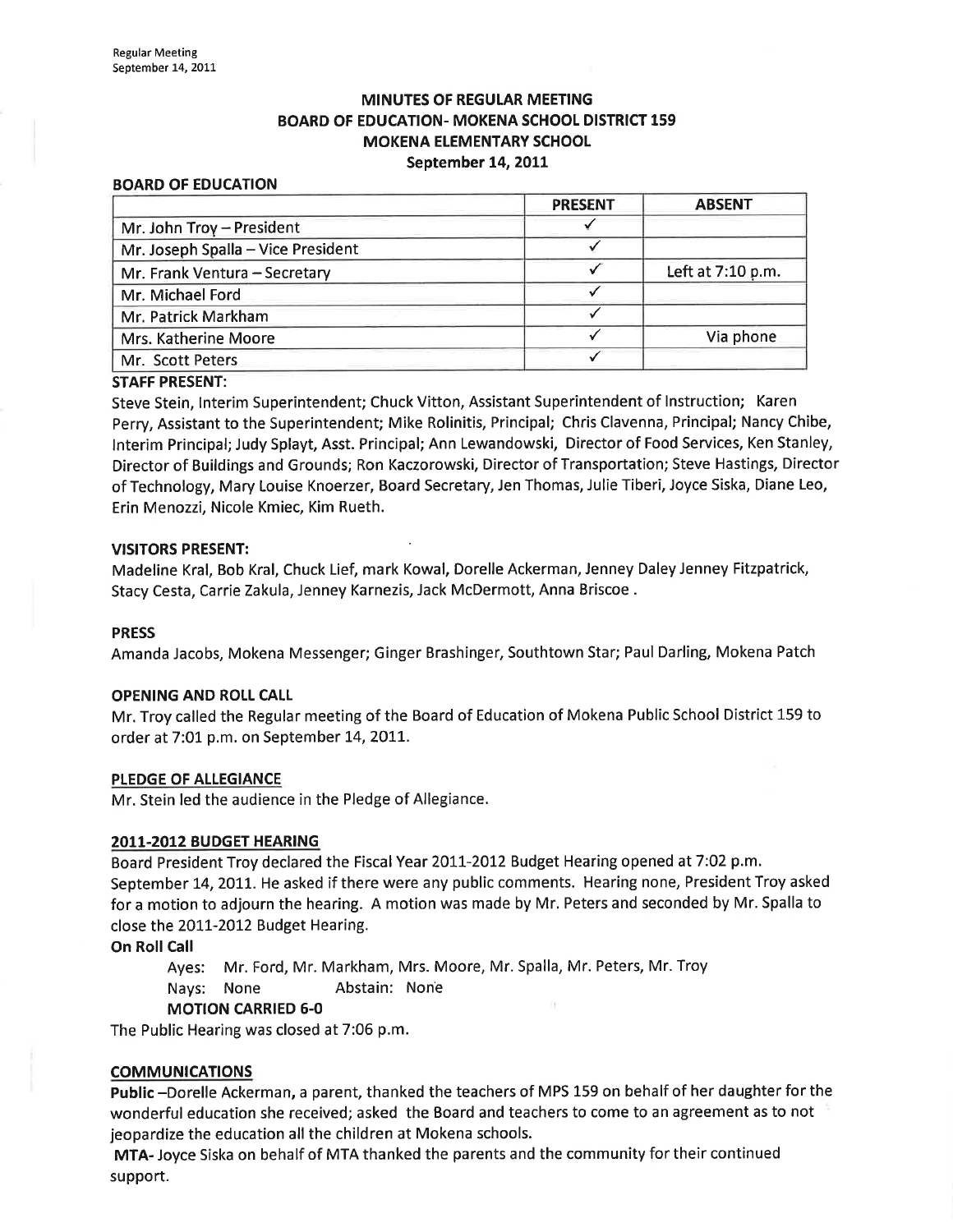# MINUTES OF REGULAR MEETING
## BOARD OF EDUCATION- MOKENA SCHOOL DISTRICT 159
## MOKENA ELEMENTARY SCHOOL
## September 14, 2011

**BOARD OF EDUCATION**

| | PRESENT | ABSENT |
|---|---|---|
| Mr. John Troy – President | ✓ | |
| Mr. Joseph Spalla – Vice President | ✓ | |
| Mr. Frank Ventura – Secretary | ✓ | Left at 7:10 p.m. |
| Mr. Michael Ford | ✓ | |
| Mr. Patrick Markham | ✓ | |
| Mrs. Katherine Moore | ✓ | Via phone |
| Mr. Scott Peters | ✓ | |

**STAFF PRESENT:**

Steve Stein, Interim Superintendent; Chuck Vitton, Assistant Superintendent of Instruction; Karen Perry, Assistant to the Superintendent; Mike Rolinitis, Principal; Chris Clavenna, Principal; Nancy Chibe, Interim Principal; Judy Splayt, Asst. Principal; Ann Lewandowski, Director of Food Services, Ken Stanley, Director of Buildings and Grounds; Ron Kaczorowski, Director of Transportation; Steve Hastings, Director of Technology, Mary Louise Knoerzer, Board Secretary, Jen Thomas, Julie Tiberi, Joyce Siska, Diane Leo, Erin Menozzi, Nicole Kmiec, Kim Rueth.

**VISITORS PRESENT:**

Madeline Kral, Bob Kral, Chuck Lief, mark Kowal, Dorelle Ackerman, Jenney Daley Jenney Fitzpatrick, Stacy Cesta, Carrie Zakula, Jenney Karnezis, Jack McDermott, Anna Briscoe .

**PRESS**

Amanda Jacobs, Mokena Messenger; Ginger Brashinger, Southtown Star; Paul Darling, Mokena Patch

**OPENING AND ROLL CALL**

Mr. Troy called the Regular meeting of the Board of Education of Mokena Public School District 159 to order at 7:01 p.m. on September 14, 2011.

**PLEDGE OF ALLEGIANCE**

Mr. Stein led the audience in the Pledge of Allegiance.

**2011-2012 BUDGET HEARING**

Board President Troy declared the Fiscal Year 2011-2012 Budget Hearing opened at 7:02 p.m. September 14, 2011. He asked if there were any public comments. Hearing none, President Troy asked for a motion to adjourn the hearing. A motion was made by Mr. Peters and seconded by Mr. Spalla to close the 2011-2012 Budget Hearing.

**On Roll Call**

Ayes: Mr. Ford, Mr. Markham, Mrs. Moore, Mr. Spalla, Mr. Peters, Mr. Troy
Nays: None Abstain: None
**MOTION CARRIED 6-0**

The Public Hearing was closed at 7:06 p.m.

**COMMUNICATIONS**

**Public** –Dorelle Ackerman, a parent, thanked the teachers of MPS 159 on behalf of her daughter for the wonderful education she received; asked the Board and teachers to come to an agreement as to not jeopardize the education all the children at Mokena schools.

**MTA-** Joyce Siska on behalf of MTA thanked the parents and the community for their continued support.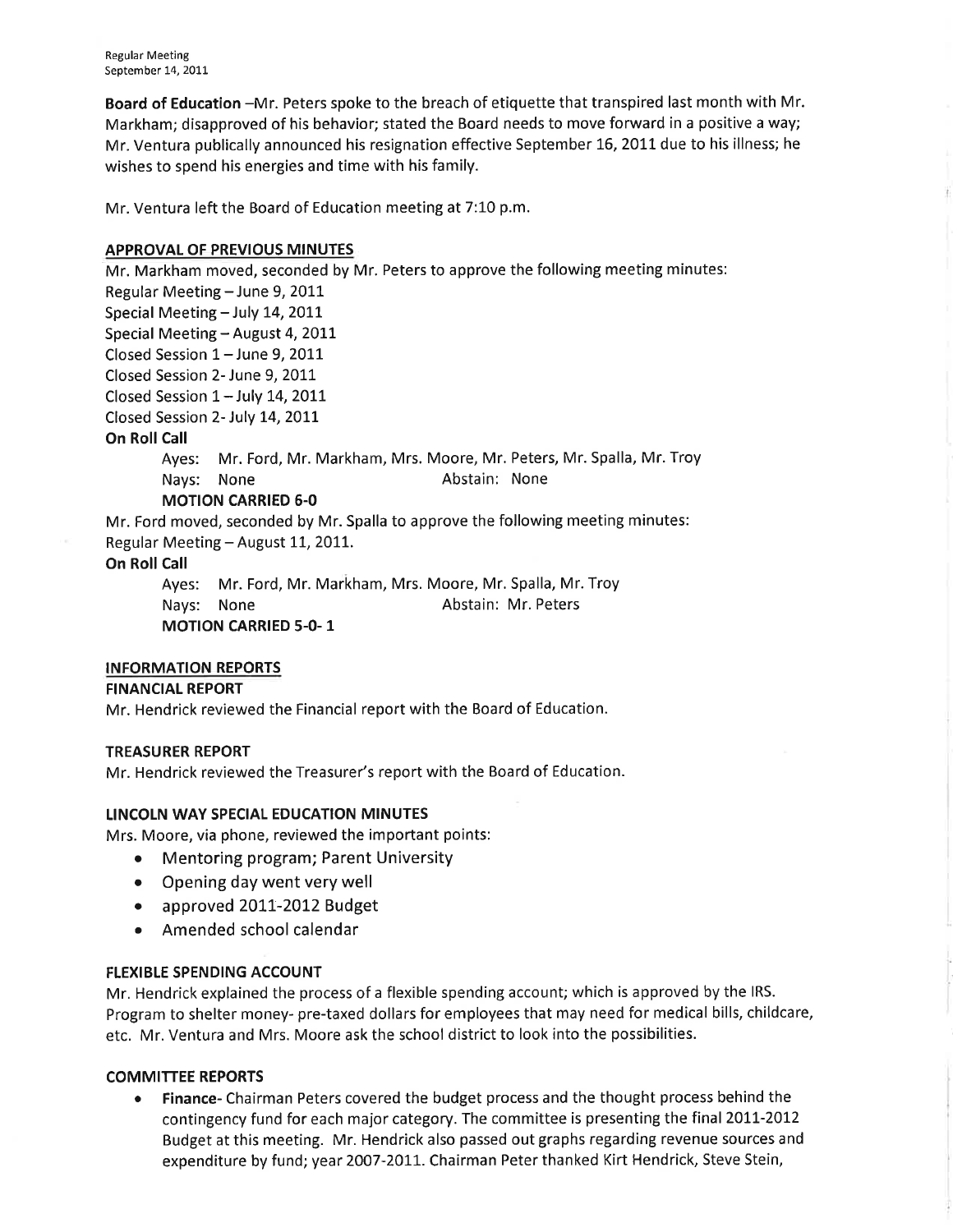**Board of Education** –Mr. Peters spoke to the breach of etiquette that transpired last month with Mr. Markham; disapproved of his behavior; stated the Board needs to move forward in a positive a way; Mr. Ventura publically announced his resignation effective September 16, 2011 due to his illness; he wishes to spend his energies and time with his family.

Mr. Ventura left the Board of Education meeting at 7:10 p.m.

## APPROVAL OF PREVIOUS MINUTES

Mr. Markham moved, seconded by Mr. Peters to approve the following meeting minutes:
Regular Meeting – June 9, 2011
Special Meeting – July 14, 2011
Special Meeting – August 4, 2011
Closed Session 1 – June 9, 2011
Closed Session 2- June 9, 2011
Closed Session 1 – July 14, 2011
Closed Session 2- July 14, 2011

**On Roll Call**

Ayes: Mr. Ford, Mr. Markham, Mrs. Moore, Mr. Peters, Mr. Spalla, Mr. Troy
Nays: None Abstain: None
**MOTION CARRIED 6-0**

Mr. Ford moved, seconded by Mr. Spalla to approve the following meeting minutes:
Regular Meeting – August 11, 2011.

**On Roll Call**

Ayes: Mr. Ford, Mr. Markham, Mrs. Moore, Mr. Spalla, Mr. Troy
Nays: None Abstain: Mr. Peters
**MOTION CARRIED 5-0- 1**

## INFORMATION REPORTS

### FINANCIAL REPORT

Mr. Hendrick reviewed the Financial report with the Board of Education.

### TREASURER REPORT

Mr. Hendrick reviewed the Treasurer's report with the Board of Education.

### LINCOLN WAY SPECIAL EDUCATION MINUTES

Mrs. Moore, via phone, reviewed the important points:

- Mentoring program; Parent University
- Opening day went very well
- approved 2011-2012 Budget
- Amended school calendar

### FLEXIBLE SPENDING ACCOUNT

Mr. Hendrick explained the process of a flexible spending account; which is approved by the IRS. Program to shelter money- pre-taxed dollars for employees that may need for medical bills, childcare, etc. Mr. Ventura and Mrs. Moore ask the school district to look into the possibilities.

### COMMITTEE REPORTS

- **Finance-** Chairman Peters covered the budget process and the thought process behind the contingency fund for each major category. The committee is presenting the final 2011-2012 Budget at this meeting. Mr. Hendrick also passed out graphs regarding revenue sources and expenditure by fund; year 2007-2011. Chairman Peter thanked Kirt Hendrick, Steve Stein,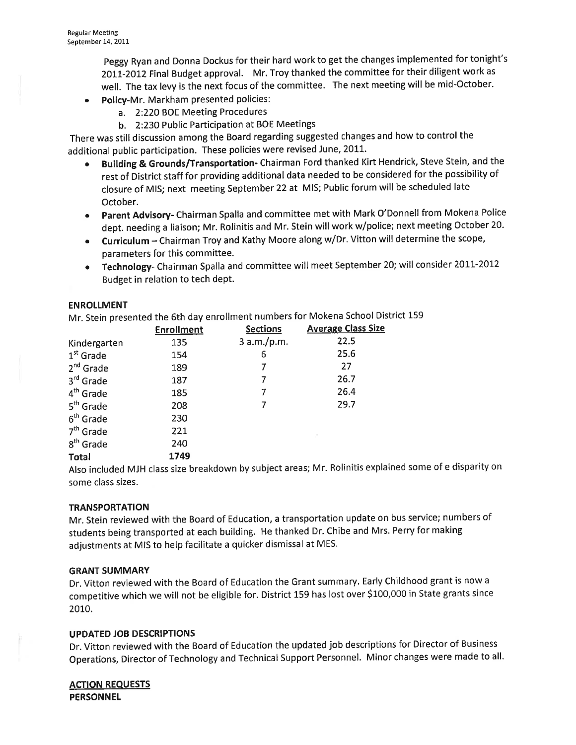Peggy Ryan and Donna Dockus for their hard work to get the changes implemented for tonight's 2011-2012 Final Budget approval. Mr. Troy thanked the committee for their diligent work as well. The tax levy is the next focus of the committee. The next meeting will be mid-October.

- **Policy**-Mr. Markham presented policies:
  a. 2:220 BOE Meeting Procedures
  b. 2:230 Public Participation at BOE Meetings

There was still discussion among the Board regarding suggested changes and how to control the additional public participation. These policies were revised June, 2011.

- **Building & Grounds/Transportation**- Chairman Ford thanked Kirt Hendrick, Steve Stein, and the rest of District staff for providing additional data needed to be considered for the possibility of closure of MIS; next meeting September 22 at MIS; Public forum will be scheduled late October.
- **Parent Advisory**- Chairman Spalla and committee met with Mark O'Donnell from Mokena Police dept. needing a liaison; Mr. Rolinitis and Mr. Stein will work w/police; next meeting October 20.
- **Curriculum** – Chairman Troy and Kathy Moore along w/Dr. Vitton will determine the scope, parameters for this committee.
- **Technology**- Chairman Spalla and committee will meet September 20; will consider 2011-2012 Budget in relation to tech dept.

**ENROLLMENT**

Mr. Stein presented the 6th day enrollment numbers for Mokena School District 159

| | Enrollment | Sections | Average Class Size |
|---|---|---|---|
| Kindergarten | 135 | 3 a.m./p.m. | 22.5 |
| 1st Grade | 154 | 6 | 25.6 |
| 2nd Grade | 189 | 7 | 27 |
| 3rd Grade | 187 | 7 | 26.7 |
| 4th Grade | 185 | 7 | 26.4 |
| 5th Grade | 208 | 7 | 29.7 |
| 6th Grade | 230 | | |
| 7th Grade | 221 | | |
| 8th Grade | 240 | | |
| **Total** | **1749** | | |

Also included MJH class size breakdown by subject areas; Mr. Rolinitis explained some of e disparity on some class sizes.

**TRANSPORTATION**

Mr. Stein reviewed with the Board of Education, a transportation update on bus service; numbers of students being transported at each building. He thanked Dr. Chibe and Mrs. Perry for making adjustments at MIS to help facilitate a quicker dismissal at MES.

**GRANT SUMMARY**

Dr. Vitton reviewed with the Board of Education the Grant summary. Early Childhood grant is now a competitive which we will not be eligible for. District 159 has lost over $100,000 in State grants since 2010.

**UPDATED JOB DESCRIPTIONS**

Dr. Vitton reviewed with the Board of Education the updated job descriptions for Director of Business Operations, Director of Technology and Technical Support Personnel. Minor changes were made to all.

**ACTION REQUESTS**

**PERSONNEL**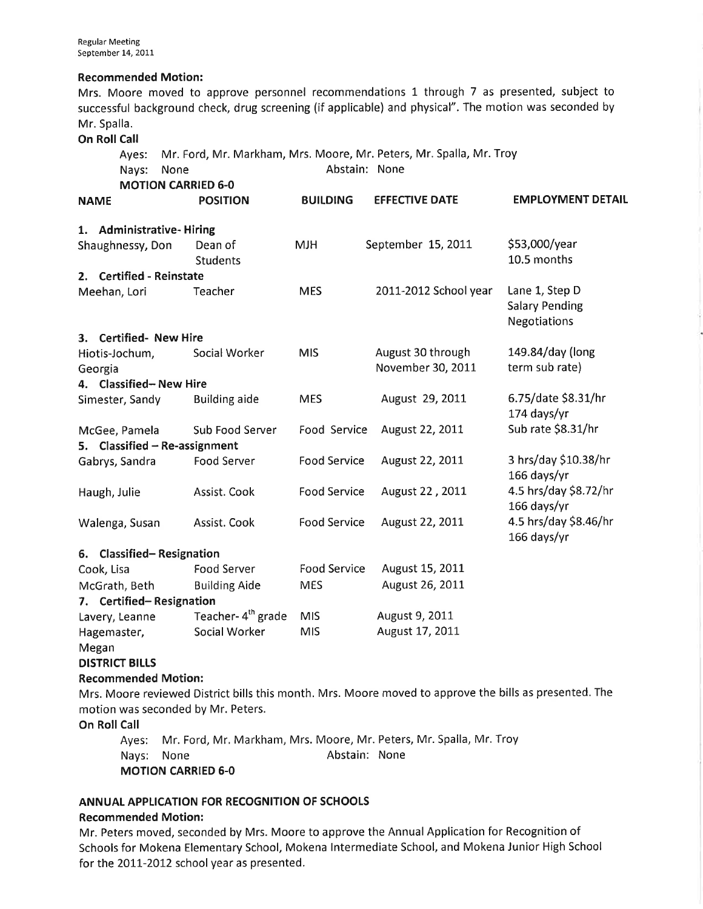**Recommended Motion:**

Mrs. Moore moved to approve personnel recommendations 1 through 7 as presented, subject to successful background check, drug screening (if applicable) and physical". The motion was seconded by Mr. Spalla.

**On Roll Call**

Ayes: Mr. Ford, Mr. Markham, Mrs. Moore, Mr. Peters, Mr. Spalla, Mr. Troy

Nays: None Abstain: None

**MOTION CARRIED 6-0**

| NAME | POSITION | BUILDING | EFFECTIVE DATE | EMPLOYMENT DETAIL |
|---|---|---|---|---|
| **1. Administrative- Hiring** | | | | |
| Shaughnessy, Don | Dean of Students | MJH | September 15, 2011 | $53,000/year 10.5 months |
| **2. Certified - Reinstate** | | | | |
| Meehan, Lori | Teacher | MES | 2011-2012 School year | Lane 1, Step D Salary Pending Negotiations |
| **3. Certified- New Hire** | | | | |
| Hiotis-Jochum, Georgia | Social Worker | MIS | August 30 through November 30, 2011 | 149.84/day (long term sub rate) |
| **4. Classified– New Hire** | | | | |
| Simester, Sandy | Building aide | MES | August 29, 2011 | 6.75/date $8.31/hr 174 days/yr |
| McGee, Pamela | Sub Food Server | Food Service | August 22, 2011 | Sub rate $8.31/hr |
| **5. Classified – Re-assignment** | | | | |
| Gabrys, Sandra | Food Server | Food Service | August 22, 2011 | 3 hrs/day $10.38/hr 166 days/yr |
| Haugh, Julie | Assist. Cook | Food Service | August 22 , 2011 | 4.5 hrs/day $8.72/hr 166 days/yr |
| Walenga, Susan | Assist. Cook | Food Service | August 22, 2011 | 4.5 hrs/day $8.46/hr 166 days/yr |
| **6. Classified– Resignation** | | | | |
| Cook, Lisa | Food Server | Food Service | August 15, 2011 | |
| McGrath, Beth | Building Aide | MES | August 26, 2011 | |
| **7. Certified– Resignation** | | | | |
| Lavery, Leanne | Teacher- 4th grade | MIS | August 9, 2011 | |
| Hagemaster, Megan | Social Worker | MIS | August 17, 2011 | |

**DISTRICT BILLS**

**Recommended Motion:**

Mrs. Moore reviewed District bills this month. Mrs. Moore moved to approve the bills as presented. The motion was seconded by Mr. Peters.

**On Roll Call**

Ayes: Mr. Ford, Mr. Markham, Mrs. Moore, Mr. Peters, Mr. Spalla, Mr. Troy

Nays: None Abstain: None

**MOTION CARRIED 6-0**

**ANNUAL APPLICATION FOR RECOGNITION OF SCHOOLS**

**Recommended Motion:**

Mr. Peters moved, seconded by Mrs. Moore to approve the Annual Application for Recognition of Schools for Mokena Elementary School, Mokena Intermediate School, and Mokena Junior High School for the 2011-2012 school year as presented.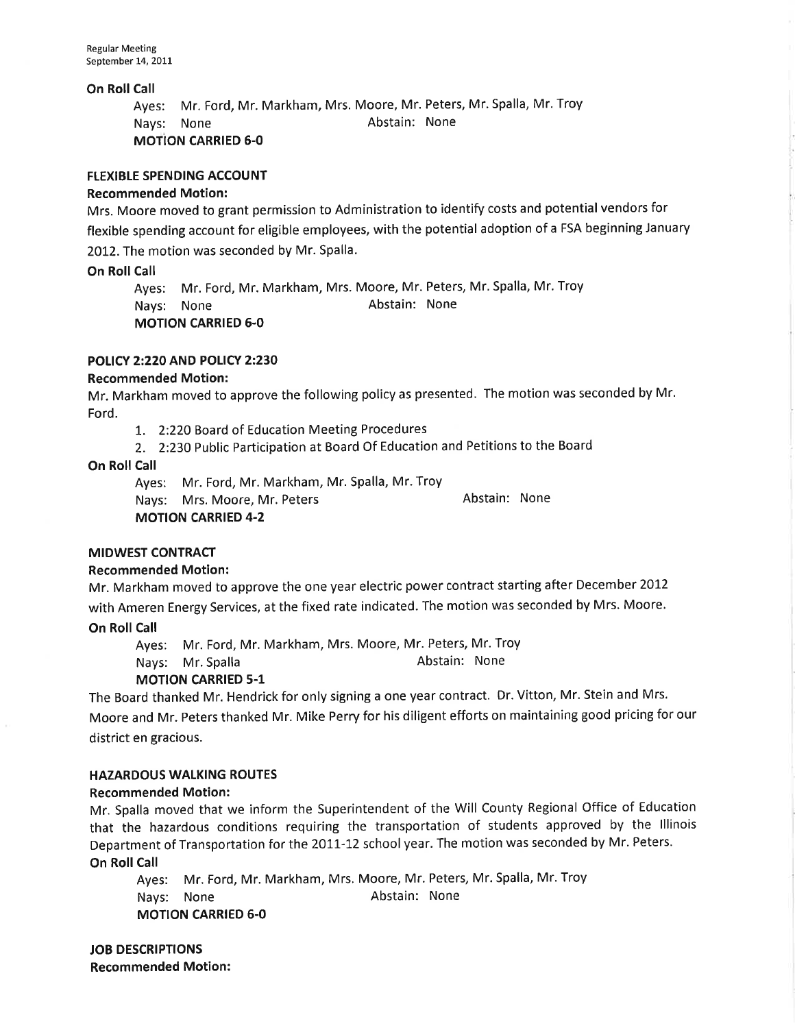**On Roll Call**

Ayes: Mr. Ford, Mr. Markham, Mrs. Moore, Mr. Peters, Mr. Spalla, Mr. Troy
Nays: None Abstain: None
**MOTION CARRIED 6-0**

**FLEXIBLE SPENDING ACCOUNT**

**Recommended Motion:**

Mrs. Moore moved to grant permission to Administration to identify costs and potential vendors for flexible spending account for eligible employees, with the potential adoption of a FSA beginning January 2012. The motion was seconded by Mr. Spalla.

**On Roll Call**

Ayes: Mr. Ford, Mr. Markham, Mrs. Moore, Mr. Peters, Mr. Spalla, Mr. Troy
Nays: None Abstain: None
**MOTION CARRIED 6-0**

**POLICY 2:220 AND POLICY 2:230**

**Recommended Motion:**

Mr. Markham moved to approve the following policy as presented. The motion was seconded by Mr. Ford.

1. 2:220 Board of Education Meeting Procedures
2. 2:230 Public Participation at Board Of Education and Petitions to the Board

**On Roll Call**

Ayes: Mr. Ford, Mr. Markham, Mr. Spalla, Mr. Troy
Nays: Mrs. Moore, Mr. Peters Abstain: None
**MOTION CARRIED 4-2**

**MIDWEST CONTRACT**

**Recommended Motion:**

Mr. Markham moved to approve the one year electric power contract starting after December 2012 with Ameren Energy Services, at the fixed rate indicated. The motion was seconded by Mrs. Moore.

**On Roll Call**

Ayes: Mr. Ford, Mr. Markham, Mrs. Moore, Mr. Peters, Mr. Troy
Nays: Mr. Spalla Abstain: None
**MOTION CARRIED 5-1**

The Board thanked Mr. Hendrick for only signing a one year contract. Dr. Vitton, Mr. Stein and Mrs. Moore and Mr. Peters thanked Mr. Mike Perry for his diligent efforts on maintaining good pricing for our district en gracious.

**HAZARDOUS WALKING ROUTES**

**Recommended Motion:**

Mr. Spalla moved that we inform the Superintendent of the Will County Regional Office of Education that the hazardous conditions requiring the transportation of students approved by the Illinois Department of Transportation for the 2011-12 school year. The motion was seconded by Mr. Peters.

**On Roll Call**

Ayes: Mr. Ford, Mr. Markham, Mrs. Moore, Mr. Peters, Mr. Spalla, Mr. Troy
Nays: None Abstain: None
**MOTION CARRIED 6-0**

**JOB DESCRIPTIONS**

**Recommended Motion:**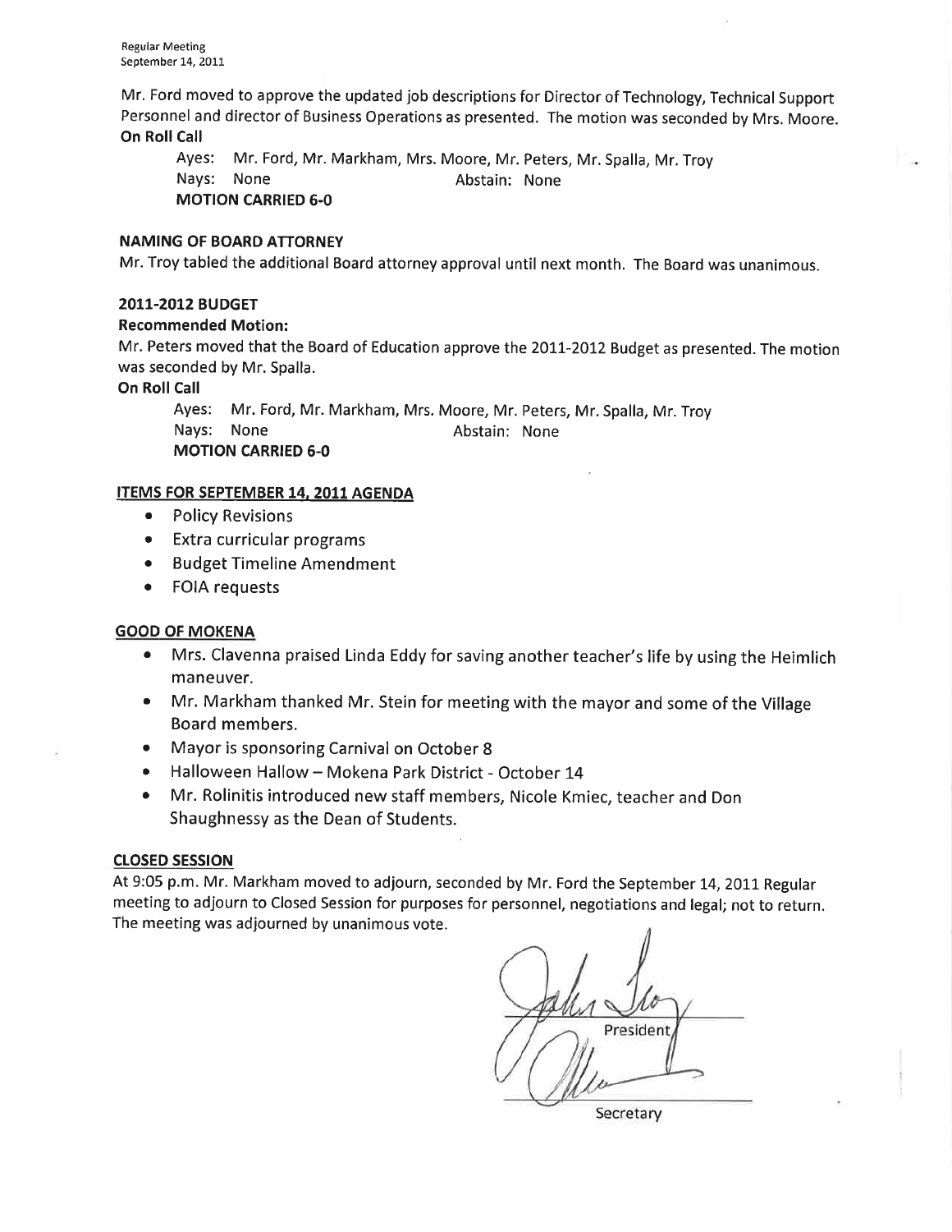Mr. Ford moved to approve the updated job descriptions for Director of Technology, Technical Support Personnel and director of Business Operations as presented. The motion was seconded by Mrs. Moore.

**On Roll Call**

Ayes: Mr. Ford, Mr. Markham, Mrs. Moore, Mr. Peters, Mr. Spalla, Mr. Troy
Nays: None Abstain: None
**MOTION CARRIED 6-0**

**NAMING OF BOARD ATTORNEY**

Mr. Troy tabled the additional Board attorney approval until next month. The Board was unanimous.

**2011-2012 BUDGET**

**Recommended Motion:**

Mr. Peters moved that the Board of Education approve the 2011-2012 Budget as presented. The motion was seconded by Mr. Spalla.

**On Roll Call**

Ayes: Mr. Ford, Mr. Markham, Mrs. Moore, Mr. Peters, Mr. Spalla, Mr. Troy
Nays: None Abstain: None
**MOTION CARRIED 6-0**

**ITEMS FOR SEPTEMBER 14, 2011 AGENDA**

- Policy Revisions
- Extra curricular programs
- Budget Timeline Amendment
- FOIA requests

**GOOD OF MOKENA**

- Mrs. Clavenna praised Linda Eddy for saving another teacher's life by using the Heimlich maneuver.
- Mr. Markham thanked Mr. Stein for meeting with the mayor and some of the Village Board members.
- Mayor is sponsoring Carnival on October 8
- Halloween Hallow – Mokena Park District - October 14
- Mr. Rolinitis introduced new staff members, Nicole Kmiec, teacher and Don Shaughnessy as the Dean of Students.

**CLOSED SESSION**

At 9:05 p.m. Mr. Markham moved to adjourn, seconded by Mr. Ford the September 14, 2011 Regular meeting to adjourn to Closed Session for purposes for personnel, negotiations and legal; not to return. The meeting was adjourned by unanimous vote.

President

Secretary